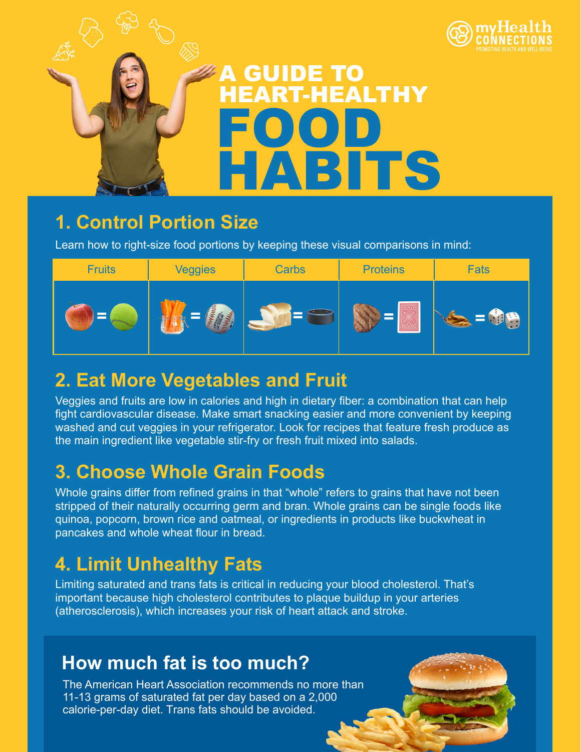myHealth CONNECTIONS
PROMOTING HEALTH AND WELL-BEING

# A GUIDE TO HEART-HEALTHY FOOD HABITS

## 1. Control Portion Size

Learn how to right-size food portions by keeping these visual comparisons in mind:

| Fruits | Veggies | Carbs | Proteins | Fats |
|---|---|---|---|---|
| | | | | |

## 2. Eat More Vegetables and Fruit

Veggies and fruits are low in calories and high in dietary fiber: a combination that can help fight cardiovascular disease. Make smart snacking easier and more convenient by keeping washed and cut veggies in your refrigerator. Look for recipes that feature fresh produce as the main ingredient like vegetable stir-fry or fresh fruit mixed into salads.

## 3. Choose Whole Grain Foods

Whole grains differ from refined grains in that "whole" refers to grains that have not been stripped of their naturally occurring germ and bran. Whole grains can be single foods like quinoa, popcorn, brown rice and oatmeal, or ingredients in products like buckwheat in pancakes and whole wheat flour in bread.

## 4. Limit Unhealthy Fats

Limiting saturated and trans fats is critical in reducing your blood cholesterol. That's important because high cholesterol contributes to plaque buildup in your arteries (atherosclerosis), which increases your risk of heart attack and stroke.

### How much fat is too much?

The American Heart Association recommends no more than 11-13 grams of saturated fat per day based on a 2,000 calorie-per-day diet. Trans fats should be avoided.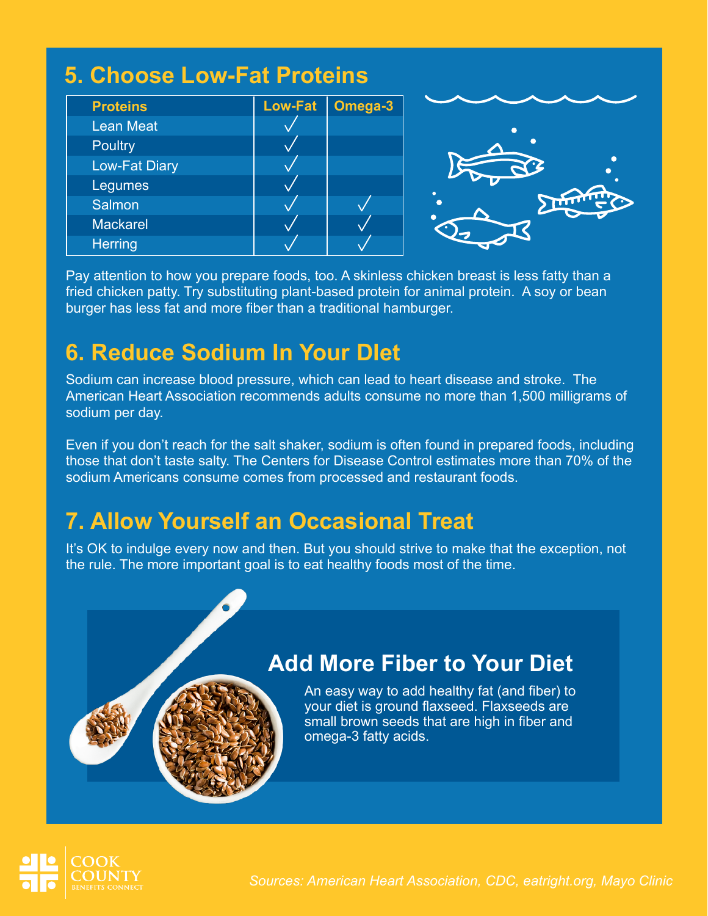## 5. Choose Low-Fat Proteins

| Proteins | Low-Fat | Omega-3 |
|---|---|---|
| Lean Meat | √ | |
| Poultry | √ | |
| Low-Fat Diary | √ | |
| Legumes | √ | |
| Salmon | √ | √ |
| Mackarel | √ | √ |
| Herring | √ | √ |

Pay attention to how you prepare foods, too. A skinless chicken breast is less fatty than a fried chicken patty. Try substituting plant-based protein for animal protein. A soy or bean burger has less fat and more fiber than a traditional hamburger.

## 6. Reduce Sodium In Your DIet

Sodium can increase blood pressure, which can lead to heart disease and stroke. The American Heart Association recommends adults consume no more than 1,500 milligrams of sodium per day.

Even if you don't reach for the salt shaker, sodium is often found in prepared foods, including those that don't taste salty. The Centers for Disease Control estimates more than 70% of the sodium Americans consume comes from processed and restaurant foods.

## 7. Allow Yourself an Occasional Treat

It's OK to indulge every now and then. But you should strive to make that the exception, not the rule. The more important goal is to eat healthy foods most of the time.

### Add More Fiber to Your Diet

An easy way to add healthy fat (and fiber) to your diet is ground flaxseed. Flaxseeds are small brown seeds that are high in fiber and omega-3 fatty acids.

COOK COUNTY
BENEFITS CONNECT

*Sources: American Heart Association, CDC, eatright.org, Mayo Clinic*